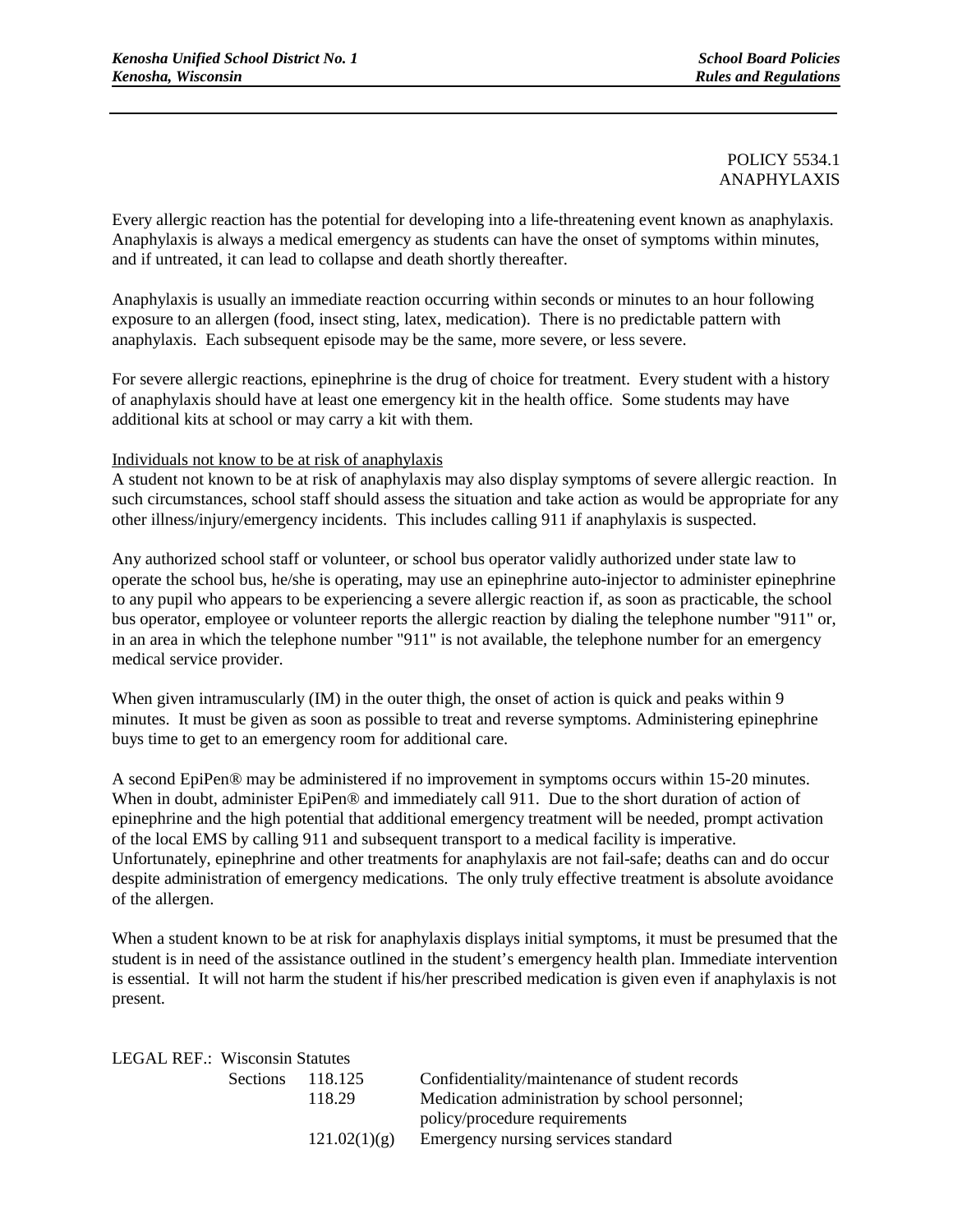POLICY 5534.1
ANAPHYLAXIS

Every allergic reaction has the potential for developing into a life-threatening event known as anaphylaxis. Anaphylaxis is always a medical emergency as students can have the onset of symptoms within minutes, and if untreated, it can lead to collapse and death shortly thereafter.

Anaphylaxis is usually an immediate reaction occurring within seconds or minutes to an hour following exposure to an allergen (food, insect sting, latex, medication). There is no predictable pattern with anaphylaxis. Each subsequent episode may be the same, more severe, or less severe.

For severe allergic reactions, epinephrine is the drug of choice for treatment. Every student with a history of anaphylaxis should have at least one emergency kit in the health office. Some students may have additional kits at school or may carry a kit with them.

<u>Individuals not know to be at risk of anaphylaxis</u>
A student not known to be at risk of anaphylaxis may also display symptoms of severe allergic reaction. In such circumstances, school staff should assess the situation and take action as would be appropriate for any other illness/injury/emergency incidents. This includes calling 911 if anaphylaxis is suspected.

Any authorized school staff or volunteer, or school bus operator validly authorized under state law to operate the school bus, he/she is operating, may use an epinephrine auto-injector to administer epinephrine to any pupil who appears to be experiencing a severe allergic reaction if, as soon as practicable, the school bus operator, employee or volunteer reports the allergic reaction by dialing the telephone number "911" or, in an area in which the telephone number "911" is not available, the telephone number for an emergency medical service provider.

When given intramuscularly (IM) in the outer thigh, the onset of action is quick and peaks within 9 minutes. It must be given as soon as possible to treat and reverse symptoms. Administering epinephrine buys time to get to an emergency room for additional care.

A second EpiPen® may be administered if no improvement in symptoms occurs within 15-20 minutes. When in doubt, administer EpiPen® and immediately call 911. Due to the short duration of action of epinephrine and the high potential that additional emergency treatment will be needed, prompt activation of the local EMS by calling 911 and subsequent transport to a medical facility is imperative. Unfortunately, epinephrine and other treatments for anaphylaxis are not fail-safe; deaths can and do occur despite administration of emergency medications. The only truly effective treatment is absolute avoidance of the allergen.

When a student known to be at risk for anaphylaxis displays initial symptoms, it must be presumed that the student is in need of the assistance outlined in the student's emergency health plan. Immediate intervention is essential. It will not harm the student if his/her prescribed medication is given even if anaphylaxis is not present.

LEGAL REF.: Wisconsin Statutes

| Sections | | |
|---|---|---|
| | 118.125 | Confidentiality/maintenance of student records |
| | 118.29 | Medication administration by school personnel; policy/procedure requirements |
| | 121.02(1)(g) | Emergency nursing services standard |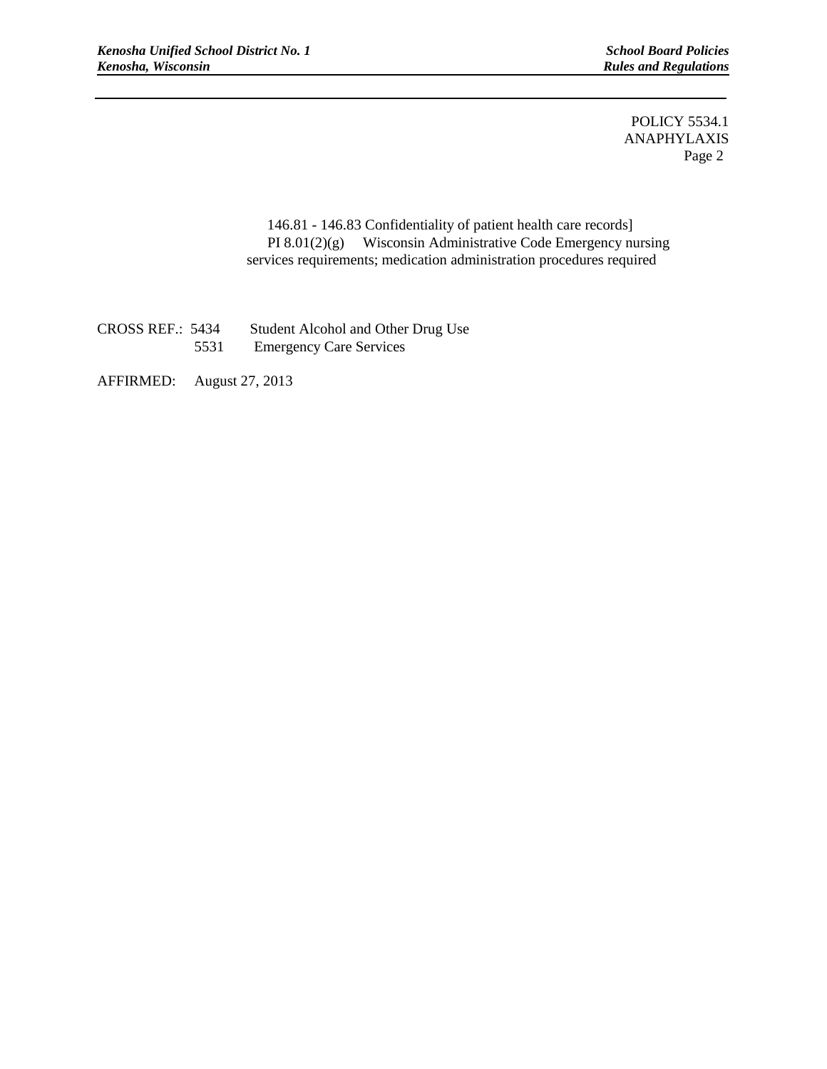146.81 - 146.83 Confidentiality of patient health care records]
PI 8.01(2)(g) Wisconsin Administrative Code Emergency nursing services requirements; medication administration procedures required

CROSS REF.: 5434 Student Alcohol and Other Drug Use
5531 Emergency Care Services

AFFIRMED: August 27, 2013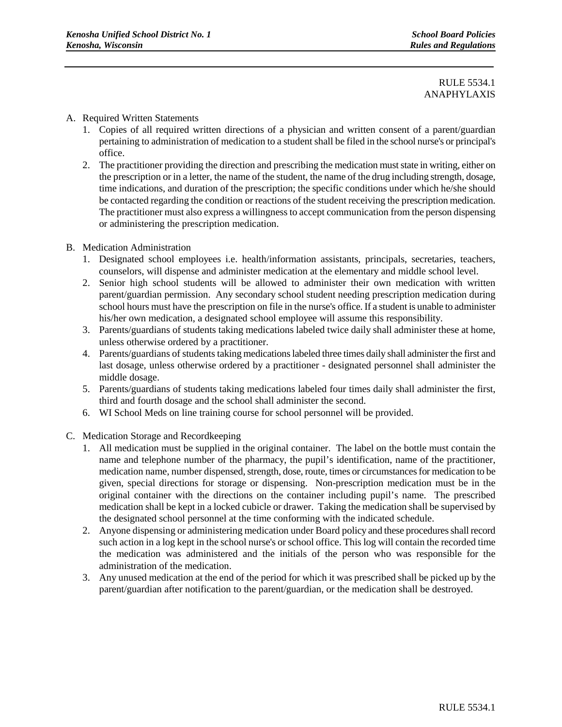RULE 5534.1
ANAPHYLAXIS

A. Required Written Statements
   1. Copies of all required written directions of a physician and written consent of a parent/guardian pertaining to administration of medication to a student shall be filed in the school nurse's or principal's office.
   2. The practitioner providing the direction and prescribing the medication must state in writing, either on the prescription or in a letter, the name of the student, the name of the drug including strength, dosage, time indications, and duration of the prescription; the specific conditions under which he/she should be contacted regarding the condition or reactions of the student receiving the prescription medication. The practitioner must also express a willingness to accept communication from the person dispensing or administering the prescription medication.

B. Medication Administration
   1. Designated school employees i.e. health/information assistants, principals, secretaries, teachers, counselors, will dispense and administer medication at the elementary and middle school level.
   2. Senior high school students will be allowed to administer their own medication with written parent/guardian permission. Any secondary school student needing prescription medication during school hours must have the prescription on file in the nurse's office. If a student is unable to administer his/her own medication, a designated school employee will assume this responsibility.
   3. Parents/guardians of students taking medications labeled twice daily shall administer these at home, unless otherwise ordered by a practitioner.
   4. Parents/guardians of students taking medications labeled three times daily shall administer the first and last dosage, unless otherwise ordered by a practitioner - designated personnel shall administer the middle dosage.
   5. Parents/guardians of students taking medications labeled four times daily shall administer the first, third and fourth dosage and the school shall administer the second.
   6. WI School Meds on line training course for school personnel will be provided.

C. Medication Storage and Recordkeeping
   1. All medication must be supplied in the original container. The label on the bottle must contain the name and telephone number of the pharmacy, the pupil's identification, name of the practitioner, medication name, number dispensed, strength, dose, route, times or circumstances for medication to be given, special directions for storage or dispensing. Non-prescription medication must be in the original container with the directions on the container including pupil's name. The prescribed medication shall be kept in a locked cubicle or drawer. Taking the medication shall be supervised by the designated school personnel at the time conforming with the indicated schedule.
   2. Anyone dispensing or administering medication under Board policy and these procedures shall record such action in a log kept in the school nurse's or school office. This log will contain the recorded time the medication was administered and the initials of the person who was responsible for the administration of the medication.
   3. Any unused medication at the end of the period for which it was prescribed shall be picked up by the parent/guardian after notification to the parent/guardian, or the medication shall be destroyed.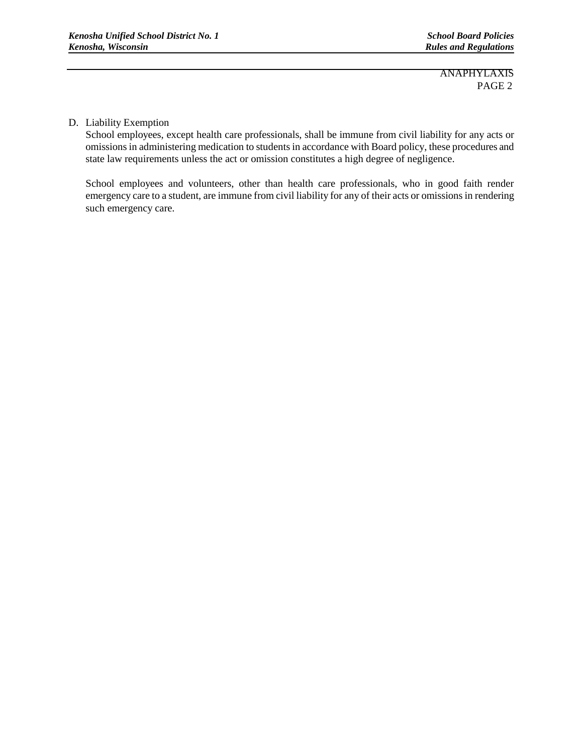D. Liability Exemption

School employees, except health care professionals, shall be immune from civil liability for any acts or omissions in administering medication to students in accordance with Board policy, these procedures and state law requirements unless the act or omission constitutes a high degree of negligence.

School employees and volunteers, other than health care professionals, who in good faith render emergency care to a student, are immune from civil liability for any of their acts or omissions in rendering such emergency care.